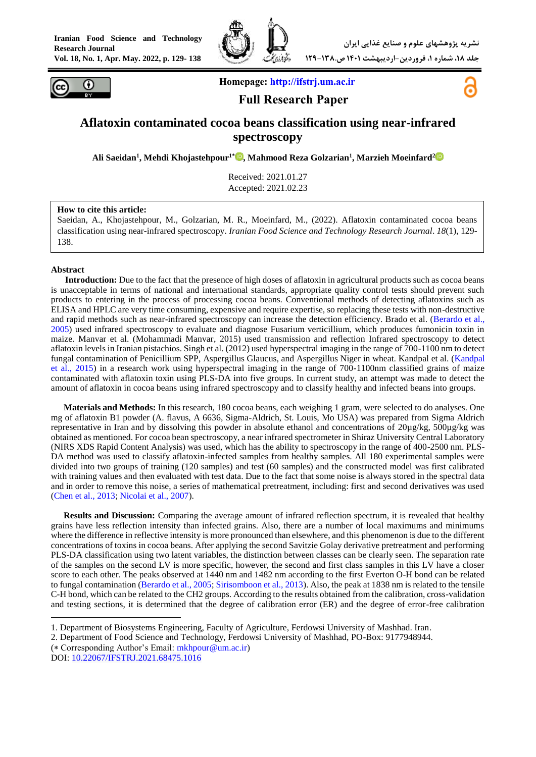**Homepage: http://ifstrj.um.ac.ir**

**Full Research Paper**

# Aflatoxin contaminated cocoa beans classification using near-infrared spectroscopy

**Ali Saeidan[1], Mehdi Khojastehpour[1*], Mahmood Reza Golzarian[1], Marzieh Moeinfard[2]**

Received: 2021.01.27
Accepted: 2021.02.23

**How to cite this article:**
Saeidan, A., Khojastehpour, M., Golzarian, M. R., Moeinfard, M., (2022). Aflatoxin contaminated cocoa beans classification using near-infrared spectroscopy. *Iranian Food Science and Technology Research Journal*. *18*(1), 129-138.

## Abstract

**Introduction:** Due to the fact that the presence of high doses of aflatoxin in agricultural products such as cocoa beans is unacceptable in terms of national and international standards, appropriate quality control tests should prevent such products to entering in the process of processing cocoa beans. Conventional methods of detecting aflatoxins such as ELISA and HPLC are very time consuming, expensive and require expertise, so replacing these tests with non-destructive and rapid methods such as near-infrared spectroscopy can increase the detection efficiency. Brado et al. (Berardo et al., 2005) used infrared spectroscopy to evaluate and diagnose Fusarium verticillium, which produces fumonicin toxin in maize. Manvar et al. (Mohammadi Manvar, 2015) used transmission and reflection Infrared spectroscopy to detect aflatoxin levels in Iranian pistachios. Singh et al. (2012) used hyperspectral imaging in the range of 700-1100 nm to detect fungal contamination of Penicillium SPP, Aspergillus Glaucus, and Aspergillus Niger in wheat. Kandpal et al. (Kandpal et al., 2015) in a research work using hyperspectral imaging in the range of 700-1100nm classified grains of maize contaminated with aflatoxin toxin using PLS-DA into five groups. In current study, an attempt was made to detect the amount of aflatoxin in cocoa beans using infrared spectroscopy and to classify healthy and infected beans into groups.

**Materials and Methods:** In this research, 180 cocoa beans, each weighing 1 gram, were selected to do analyses. One mg of aflatoxin B1 powder (A. flavus, A 6636, Sigma-Aldrich, St. Louis, Mo USA) was prepared from Sigma Aldrich representative in Iran and by dissolving this powder in absolute ethanol and concentrations of 20µg/kg, 500µg/kg was obtained as mentioned. For cocoa bean spectroscopy, a near infrared spectrometer in Shiraz University Central Laboratory (NIRS XDS Rapid Content Analysis) was used, which has the ability to spectroscopy in the range of 400-2500 nm. PLS-DA method was used to classify aflatoxin-infected samples from healthy samples. All 180 experimental samples were divided into two groups of training (120 samples) and test (60 samples) and the constructed model was first calibrated with training values and then evaluated with test data. Due to the fact that some noise is always stored in the spectral data and in order to remove this noise, a series of mathematical pretreatment, including: first and second derivatives was used (Chen et al., 2013; Nicolai et al., 2007).

**Results and Discussion:** Comparing the average amount of infrared reflection spectrum, it is revealed that healthy grains have less reflection intensity than infected grains. Also, there are a number of local maximums and minimums where the difference in reflective intensity is more pronounced than elsewhere, and this phenomenon is due to the different concentrations of toxins in cocoa beans. After applying the second Savitzie Golay derivative pretreatment and performing PLS-DA classification using two latent variables, the distinction between classes can be clearly seen. The separation rate of the samples on the second LV is more specific, however, the second and first class samples in this LV have a closer score to each other. The peaks observed at 1440 nm and 1482 nm according to the first Everton O-H bond can be related to fungal contamination (Berardo et al., 2005; Sirisomboon et al., 2013). Also, the peak at 1838 nm is related to the tensile C-H bond, which can be related to the CH2 groups. According to the results obtained from the calibration, cross-validation and testing sections, it is determined that the degree of calibration error (ER) and the degree of error-free calibration

---

1. Department of Biosystems Engineering, Faculty of Agriculture, Ferdowsi University of Mashhad. Iran.
2. Department of Food Science and Technology, Ferdowsi University of Mashhad, PO-Box: 9177948944.
(* Corresponding Author's Email: mkhpour@um.ac.ir)
DOI: 10.22067/IFSTRJ.2021.68475.1016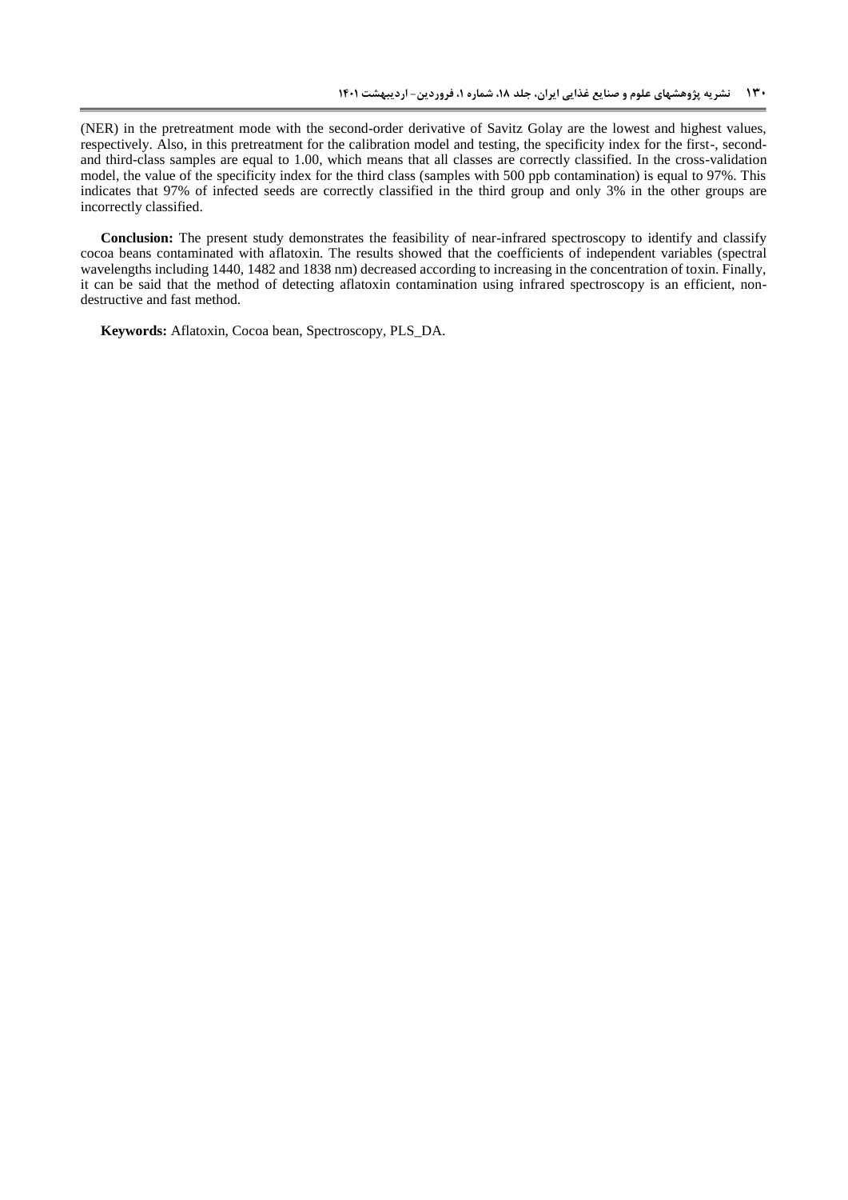(NER) in the pretreatment mode with the second-order derivative of Savitz Golay are the lowest and highest values, respectively. Also, in this pretreatment for the calibration model and testing, the specificity index for the first-, second- and third-class samples are equal to 1.00, which means that all classes are correctly classified. In the cross-validation model, the value of the specificity index for the third class (samples with 500 ppb contamination) is equal to 97%. This indicates that 97% of infected seeds are correctly classified in the third group and only 3% in the other groups are incorrectly classified.

**Conclusion:** The present study demonstrates the feasibility of near-infrared spectroscopy to identify and classify cocoa beans contaminated with aflatoxin. The results showed that the coefficients of independent variables (spectral wavelengths including 1440, 1482 and 1838 nm) decreased according to increasing in the concentration of toxin. Finally, it can be said that the method of detecting aflatoxin contamination using infrared spectroscopy is an efficient, non-destructive and fast method.

**Keywords:** Aflatoxin, Cocoa bean, Spectroscopy, PLS_DA.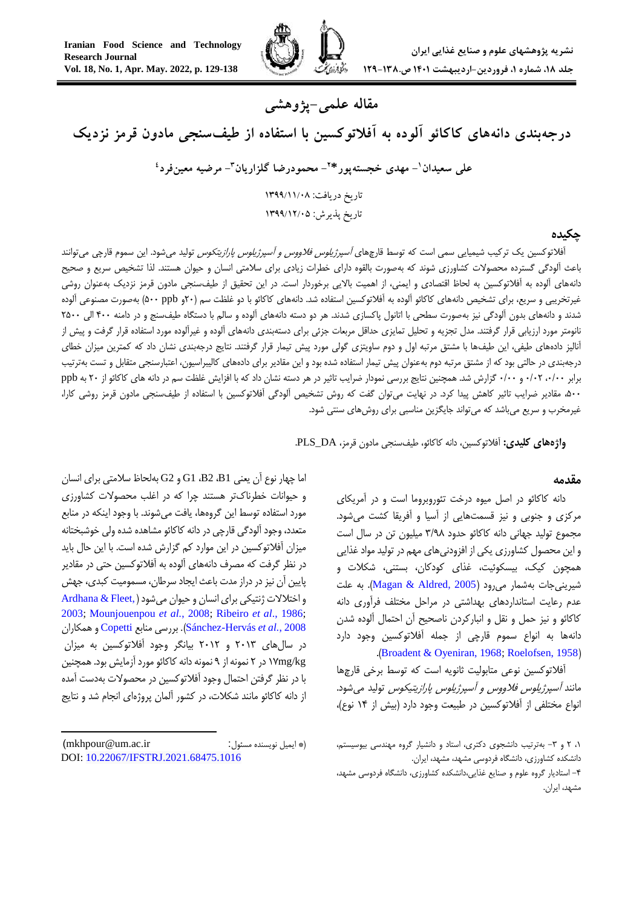مقاله علمی-پژوهشی

# درجه‌بندی دانه‌های کاکائو آلوده به آفلاتوکسین با استفاده از طیف‌سنجی مادون قرمز نزدیک

علی سعیدان[1]- مهدی خجسته‌پور*[2]- محمودرضا گلزاریان[3]- مرضیه معین‌فرد[4]

تاریخ دریافت: ۱۳۹۹/۱۱/۰۸

تاریخ پذیرش: ۱۳۹۹/۱۲/۰۵

## چکیده

آفلاتوکسین یک ترکیب شیمیایی سمی است که توسط قارچهای *آسپرژیلوس فلاووس و آسپرژیلوس پارازیتکوس* تولید می‌شود. این سموم قارچی می‌توانند باعث آلودگی گسترده محصولات کشاورزی شوند که به‌صورت بالقوه دارای خطرات زیادی برای سلامتی انسان و حیوان هستند. لذا تشخیص سریع و صحیح دانه‌های آلوده به آفلاتوکسین به لحاظ اقتصادی و ایمنی، از اهمیت بالایی برخوردار است. در این تحقیق از طیف‌سنجی مادون قرمز نزدیک به‌عنوان روشی غیرتخریبی و سریع، برای تشخیص دانه‌های کاکائو آلوده به آفلاتوکسین استفاده شد. دانه‌های کاکائو با دو غلظت سم (۲۰و ppb ۵۰۰) به‌صورت مصنوعی آلوده شدند و دانه‌های بدون آلودگی نیز به‌صورت سطحی با اتانول پاکسازی شدند. هر دو دسته دانه‌های آلوده و سالم با دستگاه طیف‌سنج و در دامنه ۴۰۰ الی ۲۵۰۰ نانومتر مورد ارزیابی قرار گرفتند. مدل تجزیه و تحلیل تمایزی حداقل مربعات جزئی برای دسته‌بندی دانه‌های آلوده و غیرآلوده مورد استفاده قرار گرفت و پیش از آنالیز داده‌های طیفی، این طیف‌ها با مشتق مرتبه اول و دوم ساویتزی گولی مورد پیش تیمار قرار گرفتند. نتایج درجه‌بندی نشان داد که کمترین میزان خطای درجه‌بندی در حالتی بود که از مشتق مرتبه دوم به‌عنوان پیش تیمار استفاده شده بود و این مقادیر برای داده‌های کالیبراسیون، اعتبارسنجی متقابل و تست به‌ترتیب برابر ۰/۰۰، ۰/۰۲ و ۰/۰۰ گزارش شد. همچنین نتایج بررسی نمودار ضرایب تاثیر در هر دسته نشان داد که با افزایش غلظت سم در دانه های کاکائو از ۲۰ به ppb ۵۰۰، مقادیر ضرایب تاثیر کاهش پیدا کرد. در نهایت می‌توان گفت که روش تشخیص آلودگی آفلاتوکسین با استفاده از طیف‌سنجی مادون قرمز روشی کارا، غیرمخرب و سریع می‌باشد که می‌تواند جایگزین مناسبی برای روش‌های سنتی شود.

**واژه‌های کلیدی:** آفلاتوکسین، دانه کاکائو، طیف‌سنجی مادون قرمز، PLS_DA.

## مقدمه

دانه کاکائو در اصل میوه درخت تئوروبروما است و در آمریکای مرکزی و جنوبی و نیز قسمت‌هایی از آسیا و آفریقا کشت می‌شود. مجموع تولید جهانی دانه کاکائو حدود ۳/۹۸ میلیون تن در سال است و این محصول کشاورزی یکی از افزودنی‌های مهم در تولید مواد غذایی همچون کیک، بیسکوئیت، غذای کودکان، بستنی، شکلات و شیرینی‌جات به‌شمار می‌رود (Magan & Aldred, 2005). به علت عدم رعایت استانداردهای بهداشتی در مراحل مختلف فرآوری دانه کاکائو و نیز حمل و نقل و انبارکردن ناصحیح آن احتمال آلوده شدن دانه‌ها به انواع سموم قارچی از جمله آفلاتوکسین وجود دارد (Broadent & Oyeniran, 1968; Roelofsen, 1958).

آفلاتوکسین نوعی متابولیت ثانویه است که توسط برخی قارچها مانند *آسپرژیلوس فلاووس و آسپرژیلوس پارازیتیکوس* تولید می‌شود. انواع مختلفی از آفلاتوکسین در طبیعت وجود دارد (بیش از ۱۴ نوع)، اما چهار نوع آن یعنی B1، B2، G1 و G2 به‌لحاظ سلامتی برای انسان و حیوانات خطرناک‌تر هستند چرا که در اغلب محصولات کشاورزی مورد استفاده توسط این گروه‌ها، یافت می‌شوند. با وجود اینکه در منابع متعدد، وجود آلودگی قارچی در دانه کاکائو مشاهده شده ولی خوشبختانه میزان آفلاتوکسین در این موارد کم گزارش شده است. با این حال باید در نظر گرفت که مصرف دانه‌های آلوده به آفلاتوکسین حتی در مقادیر پایین آن نیز در دراز مدت باعث ایجاد سرطان، مسمومیت کبدی، جهش و اختلالات ژنتیکی برای انسان و حیوان می‌شود (Ardhana & Fleet, 2003; Mounjouenpou *et al.*, 2008; Ribeiro *et al.*, 1986; Sánchez-Hervás *et al.*, 2008). بررسی منابع Copetti و همکاران در سال‌های ۲۰۱۳ و ۲۰۱۲ بیانگر وجود آفلاتوکسین به میزان 17mg/kg در ۲ نمونه از ۹ نمونه دانه کاکائو مورد آزمایش بود. همچنین با در نظر گرفتن احتمال وجود آفلاتوکسین در محصولات به‌دست آمده از دانه کاکائو مانند شکلات، در کشور آلمان پروژه‌ای انجام شد و نتایج

---

۱، ۲ و ۳- به‌ترتیب دانشجوی دکتری، استاد و دانشیار گروه مهندسی بیوسیستم، دانشکده کشاورزی، دانشگاه فردوسی مشهد، مشهد، ایران.

۴- استادیار گروه علوم و صنایع غذایی،دانشکده کشاورزی، دانشگاه فردوسی مشهد، مشهد، ایران.

(* ایمیل نویسنده مسئول: mkhpour@um.ac.ir)

DOI: 10.22067/IFSTRJ.2021.68475.1016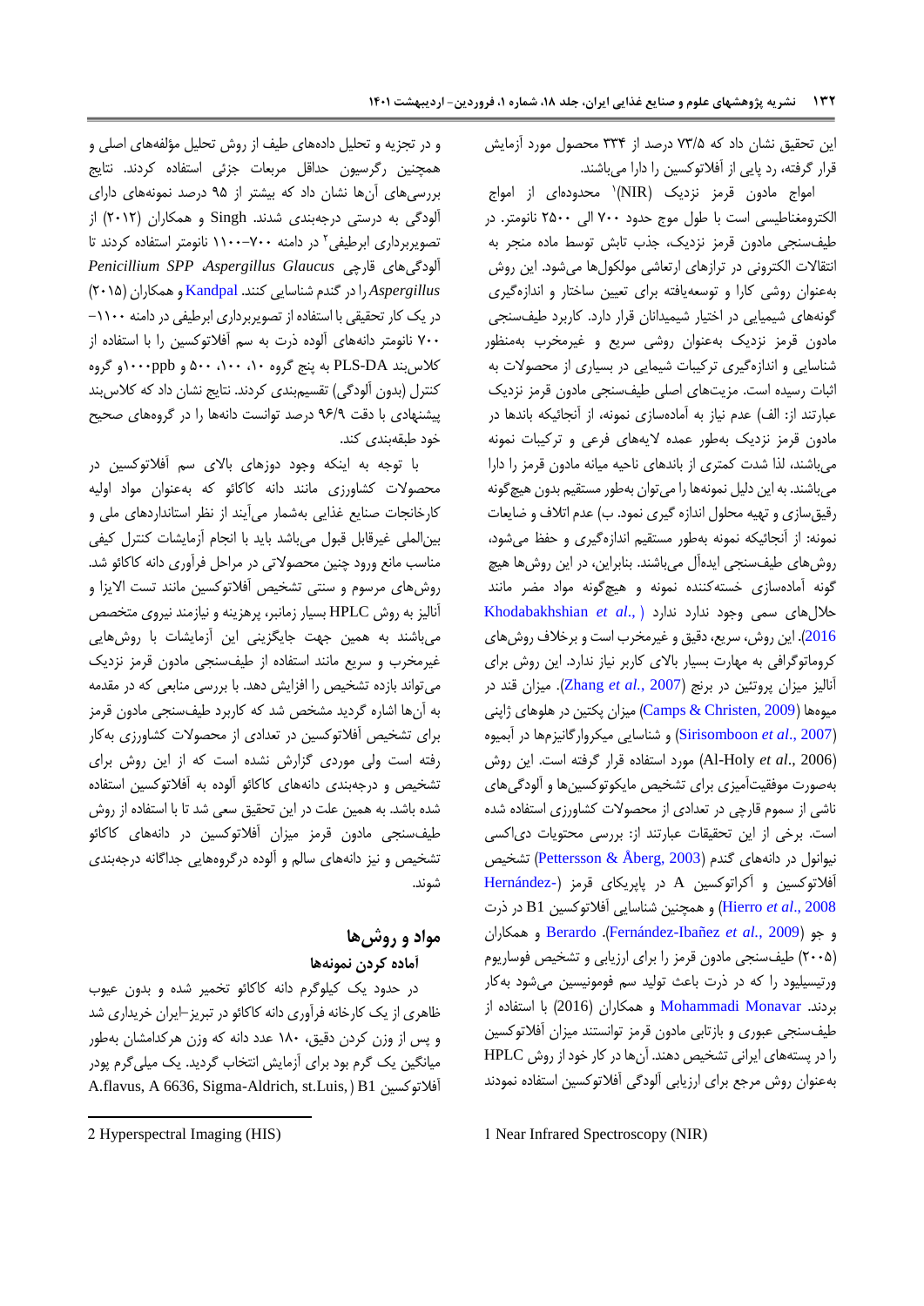این تحقیق نشان داد که ۷۳/۵ درصد از ۳۳۴ محصول مورد آزمایش قرار گرفته، رد پایی از آفلاتوکسین را دارا می‌باشند.

امواج مادون قرمز نزدیک (NIR)[1] محدوده‌ای از امواج الکترومغناطیسی است با طول موج حدود ۷۰۰ الی ۲۵۰۰ نانومتر. در طیف‌سنجی مادون قرمز نزدیک، جذب تابش توسط ماده منجر به انتقالات الکترونی در ترازهای ارتعاشی مولکول‌ها می‌شود. این روش به‌عنوان روشی کارا و توسعه‌یافته برای تعیین ساختار و اندازه‌گیری گونه‌های شیمیایی در اختیار شیمیدانان قرار دارد. کاربرد طیف‌سنجی مادون قرمز نزدیک به‌عنوان روشی سریع و غیرمخرب به‌منظور شناسایی و اندازه‌گیری ترکیبات شیمیایی در بسیاری از محصولات به اثبات رسیده است. مزیت‌های اصلی طیف‌سنجی مادون قرمز نزدیک عبارتند از: الف) عدم نیاز به آماده‌سازی نمونه، از آنجائیکه باندها در مادون قرمز نزدیک به‌طور عمده لایه‌های فرعی و ترکیبات نمونه می‌باشند، لذا شدت کمتری از باندهای ناحیه میانه مادون قرمز را دارا می‌باشند. به این دلیل نمونه‌ها را می‌توان به‌طور مستقیم بدون هیچ‌گونه رقیق‌سازی و تهیه محلول اندازه گیری نمود. ب) عدم اتلاف و ضایعات نمونه: از آنجائیکه نمونه به‌طور مستقیم اندازه‌گیری و حفظ می‌شود، روش‌های طیف‌سنجی ایده‌آل می‌باشند. بنابراین، در این روش‌ها هیچ گونه آماده‌سازی خسته‌کننده نمونه و هیچ‌گونه مواد مضر مانند حلال‌های سمی وجود ندارد (Khodabakhshian *et al.*, 2016). این روش، سریع، دقیق و غیرمخرب است و برخلاف روش‌های کروماتوگرافی به مهارت بسیار بالای کاربر نیاز ندارد. این روش برای آنالیز میزان پروتئین در برنج (Zhang *et al.*, 2007)، میزان قند در میوه‌ها (Camps & Christen, 2009)، میزان پکتین در هلوهای ژاپنی (Sirisomboon *et al.*, 2007) و شناسایی میکروارگانیزم‌ها در آبمیوه (Al-Holy *et al.*, 2006) مورد استفاده قرار گرفته است. این روش به‌صورت موفقیت‌آمیزی برای تشخیص مایکوتوکسین‌ها و آلودگی‌های ناشی از سموم قارچی در تعدادی از محصولات کشاورزی استفاده شده است. برخی از این تحقیقات عبارتند از: بررسی محتویات دی‌اکسی نیوانول در دانه‌های گندم (Pettersson & Åberg, 2003) تشخیص آفلاتوکسین و آکراتوکسین A در پاپریکای قرمز (Hernández-Hierro *et al.*, 2008) و همچنین شناسایی آفلاتوکسین B1 در ذرت و جو (Fernández-Ibañez *et al.*, 2009). Berardo و همکاران (۲۰۰۵) طیف‌سنجی مادون قرمز را برای ارزیابی و تشخیص فوساریوم ورتیسیلیود را که در ذرت باعث تولید سم فومونیسین می‌شود به‌کار بردند. Mohammadi Monavar و همکاران (2016) با استفاده از طیف‌سنجی عبوری و بازتابی مادون قرمز توانستند میزان آفلاتوکسین را در پسته‌های ایرانی تشخیص دهند. آن‌ها در کار خود از روش HPLC به‌عنوان روش مرجع برای ارزیابی آلودگی آفلاتوکسین استفاده نمودند و در تجزیه و تحلیل داده‌های طیف از روش تحلیل مؤلفه‌های اصلی و همچنین رگرسیون حداقل مربعات جزئی استفاده کردند. نتایج بررسی‌های آن‌ها نشان داد که بیشتر از ۹۵ درصد نمونه‌های دارای آلودگی به درستی درجه‌بندی شدند. Singh و همکاران (۲۰۱۲) از تصویربرداری ابرطیفی[2] در دامنه ۷۰۰–۱۱۰۰ نانومتر استفاده کردند تا آلودگی‌های قارچی *Penicillium SPP* ،*Aspergillus Glaucus* و *Aspergillus* را در گندم شناسایی کنند. Kandpal و همکاران (۲۰۱۵) در یک کار تحقیقی با استفاده از تصویربرداری ابرطیفی در دامنه ۱۱۰۰–۷۰۰ نانومتر دانه‌های آلوده ذرت به سم آفلاتوکسین را با استفاده از کلاس‌بند PLS-DA به پنج گروه ۱۰، ۱۰۰، ۵۰۰ و ppb۱۰۰۰و گروه کنترل (بدون آلودگی) تقسیم‌بندی کردند. نتایج نشان داد که کلاس‌بند پیشنهادی با دقت ۹۶/۹ درصد توانست دانه‌ها را در گروه‌های صحیح خود طبقه‌بندی کند.

با توجه به اینکه وجود دوزهای بالای سم آفلاتوکسین در محصولات کشاورزی مانند دانه کاکائو که به‌عنوان مواد اولیه کارخانجات صنایع غذایی به‌شمار می‌آیند از نظر استانداردهای ملی و بین‌المللی غیرقابل قبول می‌باشد باید با انجام آزمایشات کنترل کیفی مناسب مانع ورود چنین محصولاتی در مراحل فرآوری دانه کاکائو شد. روش‌های مرسوم و سنتی تشخیص آفلاتوکسین مانند تست الایزا و آنالیز به روش HPLC بسیار زمانبر، پرهزینه و نیازمند نیروی متخصص می‌باشند به همین جهت جایگزینی این آزمایشات با روش‌هایی غیرمخرب و سریع مانند استفاده از طیف‌سنجی مادون قرمز نزدیک می‌تواند بازده تشخیص را افزایش دهد. با بررسی منابعی که در مقدمه به آن‌ها اشاره گردید مشخص شد که کاربرد طیف‌سنجی مادون قرمز برای تشخیص آفلاتوکسین در تعدادی از محصولات کشاورزی به‌کار رفته است ولی موردی گزارش نشده است که از این روش برای تشخیص و درجه‌بندی دانه‌های کاکائو آلوده به آفلاتوکسین استفاده شده باشد. به همین علت در این تحقیق سعی شد تا با استفاده از روش طیف‌سنجی مادون قرمز میزان آفلاتوکسین در دانه‌های کاکائو تشخیص و نیز دانه‌های سالم و آلوده درگروه‌هایی جداگانه درجه‌بندی شوند.

## مواد و روش‌ها

### آماده کردن نمونه‌ها

در حدود یک کیلوگرم دانه کاکائو تخمیر شده و بدون عیوب ظاهری از یک کارخانه فرآوری دانه کاکائو در تبریز–ایران خریداری شد و پس از وزن کردن دقیق، ۱۸۰ عدد دانه که وزن هرکدامشان به‌طور میانگین یک گرم بود برای آزمایش انتخاب گردید. یک میلی‌گرم پودر آفلاتوکسین B1 (A.flavus, A 6636, Sigma-Aldrich, st.Luis,

---

1 Near Infrared Spectroscopy (NIR)

2 Hyperspectral Imaging (HIS)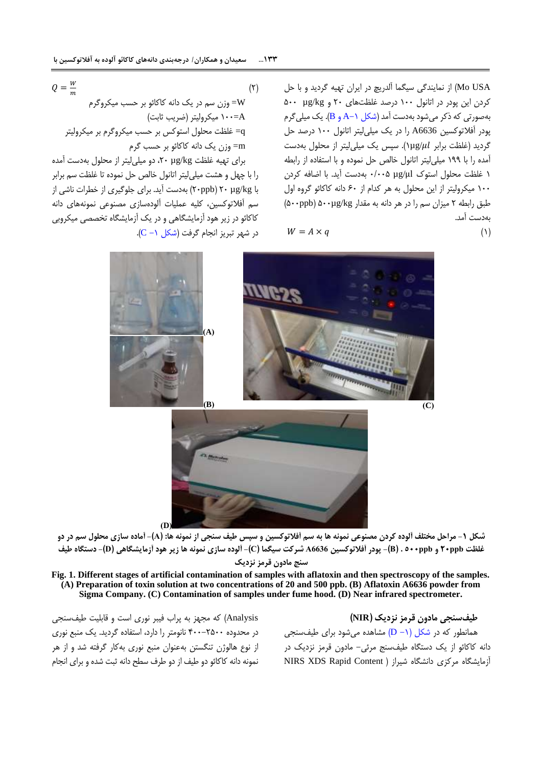Mo USA) از نمایندگی سیگما آلدریچ در ایران تهیه گردید و با حل کردن این پودر در اتانول ۱۰۰ درصد غلظت‌های ۲۰ و ۵۰۰ µg/kg به‌صورتی که ذکر می‌شود به‌دست آمد (شکل ۱–A و B). یک میلی‌گرم پودر آفلاتوکسین A6636 را در یک میلی‌لیتر اتانول ۱۰۰ درصد حل گردید (غلظت برابر ۱µg/$\mu l$). سپس یک میلی‌لیتر از محلول به‌دست آمده را با ۱۹۹ میلی‌لیتر اتانول خالص حل نموده و با استفاده از رابطه ۱ غلظت محلول استوک ۰/۰۰۵ µg/µl به‌دست آید. با اضافه کردن ۱۰۰ میکرولیتر از این محلول به هر کدام از ۶۰ دانه کاکائو گروه اول طبق رابطه ۲ میزان سم را در هر دانه به مقدار ۵۰۰µg/kg (۵۰۰ppb) به‌دست آمد.

$$W = A \times q \tag{1}$$

$$Q = \frac{W}{m} \tag{2}$$

W= وزن سم در یک دانه کاکائو بر حسب میکروگرم

A=۱۰۰ میکرولیتر (ضریب ثابت)

q= غلظت محلول استوکس بر حسب میکروگرم بر میکرولیتر

m= وزن یک دانه کاکائو بر حسب گرم

برای تهیه غلظت ۲۰ µg/kg، دو میلی‌لیتر از محلول به‌دست آمده را با چهل و هشت میلی‌لیتر اتانول خالص حل نموده تا غلظت سم برابر با ۲۰ µg/kg (۲۰ppb) به‌دست آید. برای جلوگیری از خطرات ناشی از سم آفلاتوکسین، کلیه عملیات آلوده‌سازی مصنوعی نمونه‌های دانه کاکائو در زیر هود آزمایشگاهی و در یک آزمایشگاه تخصصی میکروبی در شهر تبریز انجام گرفت (شکل ۱- C).

**شکل ۱- مراحل مختلف آلوده کردن مصنوعی نمونه ها به سم آفلاتوکسین و سپس طیف سنجی از نمونه ها: (A)- آماده سازی محلول سم در دو غلظت ۲۰ppb و ۵۰۰ppb . (B)- پودر آفلاتوکسین A6636 شرکت سیگما (C)- آلوده سازی نمونه ها زیر هود آزمایشگاهی (D)- دستگاه طیف سنج مادون قرمز نزدیک**

**Fig. 1. Different stages of artificial contamination of samples with aflatoxin and then spectroscopy of the samples. (A) Preparation of toxin solution at two concentrations of 20 and 500 ppb. (B) Aflatoxin A6636 powder from Sigma Company. (C) Contamination of samples under fume hood. (D) Near infrared spectrometer.**

### طیف‌سنجی مادون قرمز نزدیک (NIR)

همانطور که در شکل (۱- D) مشاهده می‌شود برای طیف‌سنجی دانه کاکائو از یک دستگاه طیف‌سنج مرئی- مادون قرمز نزدیک در آزمایشگاه مرکزی دانشگاه شیراز ( NIRS XDS Rapid Content Analysis) که مجهز به پراب فیبر نوری است و قابلیت طیف‌سنجی در محدوده ۲۵۰۰–۴۰۰ نانومتر را دارد، استفاده گردید. یک منبع نوری از نوع هالوژن تنگستن به‌عنوان منبع نوری به‌کار گرفته شد و از هر نمونه دانه کاکائو دو طیف از دو طرف سطح دانه ثبت شده و برای انجام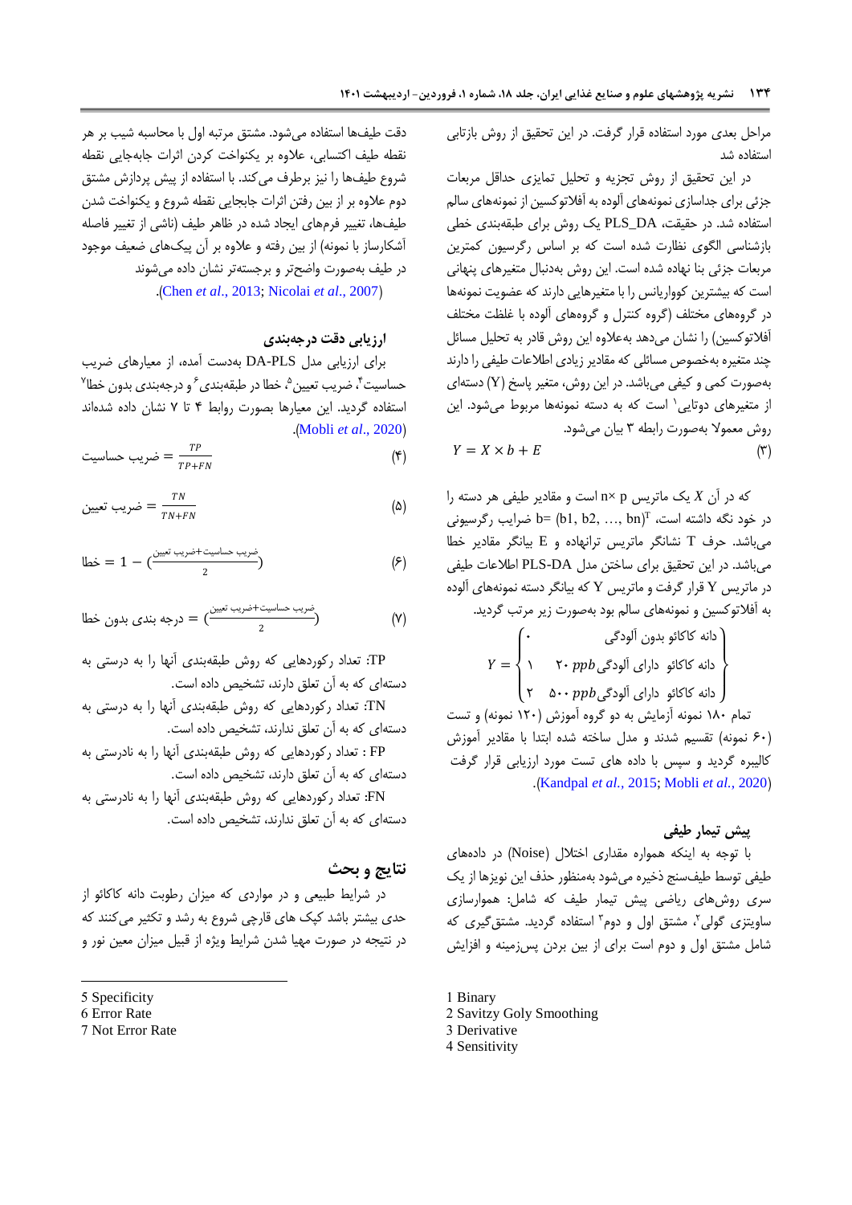مراحل بعدی مورد استفاده قرار گرفت. در این تحقیق از روش بازتابی استفاده شد

در این تحقیق از روش تجزیه و تحلیل تمایزی حداقل مربعات جزئی برای جداسازی نمونه‌های آلوده به آفلاتوکسین از نمونه‌های سالم استفاده شد. در حقیقت، PLS_DA یک روش برای طبقه‌بندی خطی بازشناسی الگوی نظارت شده است که بر اساس رگرسیون کمترین مربعات جزئی بنا نهاده شده است. این روش به‌دنبال متغیرهای پنهانی است که بیشترین کوواریانس را با متغیرهایی دارند که عضویت نمونه‌ها در گروه‌های مختلف (گروه کنترل و گروه‌های آلوده با غلظت مختلف آفلاتوکسین) را نشان می‌دهد به‌علاوه این روش قادر به تحلیل مسائل چند متغیره به‌خصوص مسائلی که مقادیر زیادی اطلاعات طیفی را دارند به‌صورت کمی و کیفی می‌باشد. در این روش، متغیر پاسخ (Y) دسته‌ای از متغیرهای دوتایی[1] است که به دسته نمونه‌ها مربوط می‌شود. این روش معمولا به‌صورت رابطه ۳ بیان می‌شود.

$$Y = X \times b + E \qquad (۳)$$

که در آن $X$ یک ماتریس n× p است و مقادیر طیفی هر دسته را در خود نگه داشته است، $b = (b1, b2, \ldots, bn)^T$ ضرایب رگرسیونی می‌باشد. حرف T نشانگر ماتریس ترانهاده و E بیانگر مقادیر خطا می‌باشد. در این تحقیق برای ساختن مدل PLS-DA اطلاعات طیفی در ماتریس Y قرار گرفت و ماتریس Y که بیانگر دسته نمونه‌های آلوده به آفلاتوکسین و نمونه‌های سالم بود به‌صورت زیر مرتب گردید.

$$Y = \begin{cases} ۰ & \text{دانه کاکائو بدون آلودگی} \\ ۱ & \text{دانه کاکائو دارای آلودگی } ۲۰\ ppb \\ ۲ & \text{دانه کاکائو دارای آلودگی } ۵۰۰\ ppb \end{cases}$$

تمام ۱۸۰ نمونه آزمایش به دو گروه آموزش (۱۲۰ نمونه) و تست (۶۰ نمونه) تقسیم شدند و مدل ساخته شده ابتدا با مقادیر آموزش کالیبره گردید و سپس با داده های تست مورد ارزیابی قرار گرفت (Kandpal *et al.*, 2015; Mobli *et al.*, 2020).

## پیش تیمار طیفی

با توجه به اینکه همواره مقداری اختلال (Noise) در داده‌های طیفی توسط طیف‌سنج ذخیره می‌شود به‌منظور حذف این نویزها از یک سری روش‌های ریاضی پیش تیمار طیف که شامل: هموارسازی ساویتزی گولی[2]، مشتق اول و دوم[3] استفاده گردید. مشتق‌گیری که شامل مشتق اول و دوم است برای از بین بردن پس‌زمینه و افزایش دقت طیف‌ها استفاده می‌شود. مشتق مرتبه اول با محاسبه شیب بر هر نقطه طیف اکتسابی، علاوه بر یکنواخت کردن اثرات جابه‌جایی نقطه شروع طیف‌ها را نیز برطرف می‌کند. با استفاده از پیش پردازش مشتق دوم علاوه بر از بین رفتن اثرات جابجایی نقطه شروع و یکنواخت شدن طیف‌ها، تغییر فرم‌های ایجاد شده در ظاهر طیف (ناشی از تغییر فاصله آشکارساز با نمونه) از بین رفته و علاوه بر آن پیک‌های ضعیف موجود در طیف به‌صورت واضح‌تر و برجسته‌تر نشان داده می‌شوند (Chen *et al.*, 2013; Nicolai *et al.*, 2007).

## ارزیابی دقت درجه‌بندی

برای ارزیابی مدل DA-PLS به‌دست آمده، از معیارهای ضریب حساسیت[4]، ضریب تعیین[5]، خطا در طبقه‌بندی[6] و درجه‌بندی بدون خطا[7] استفاده گردید. این معیارها بصورت روابط ۴ تا ۷ نشان داده شده‌اند (Mobli *et al.*, 2020).

$$\text{ضریب حساسیت} = \frac{TP}{TP+FN} \qquad (۴)$$

$$\text{ضریب تعیین} = \frac{TN}{TN+FN} \qquad (۵)$$

$$\text{خطا} = 1 - \left(\frac{\text{ضریب حساسیت}+\text{ضریب تعیین}}{2}\right) \qquad (۶)$$

$$\text{درجه بندی بدون خطا} = \left(\frac{\text{ضریب حساسیت}+\text{ضریب تعیین}}{2}\right) \qquad (۷)$$

TP: تعداد رکوردهایی که روش طبقه‌بندی آنها را به درستی به دسته‌ای که به آن تعلق دارند، تشخیص داده است.

TN: تعداد رکوردهایی که روش طبقه‌بندی آنها را به درستی به دسته‌ای که به آن تعلق ندارند، تشخیص داده است.

FP : تعداد رکوردهایی که روش طبقه‌بندی آنها را به نادرستی به دسته‌ای که به آن تعلق دارند، تشخیص داده است.

FN: تعداد رکوردهایی که روش طبقه‌بندی آنها را به نادرستی به دسته‌ای که به آن تعلق ندارند، تشخیص داده است.

## نتایج و بحث

در شرایط طبیعی و در مواردی که میزان رطوبت دانه کاکائو از حدی بیشتر باشد کپک های قارچی شروع به رشد و تکثیر می‌کنند که در نتیجه در صورت مهیا شدن شرایط ویژه از قبیل میزان معین نور و

---

1 Binary
2 Savitzy Goly Smoothing
3 Derivative
4 Sensitivity
5 Specificity
6 Error Rate
7 Not Error Rate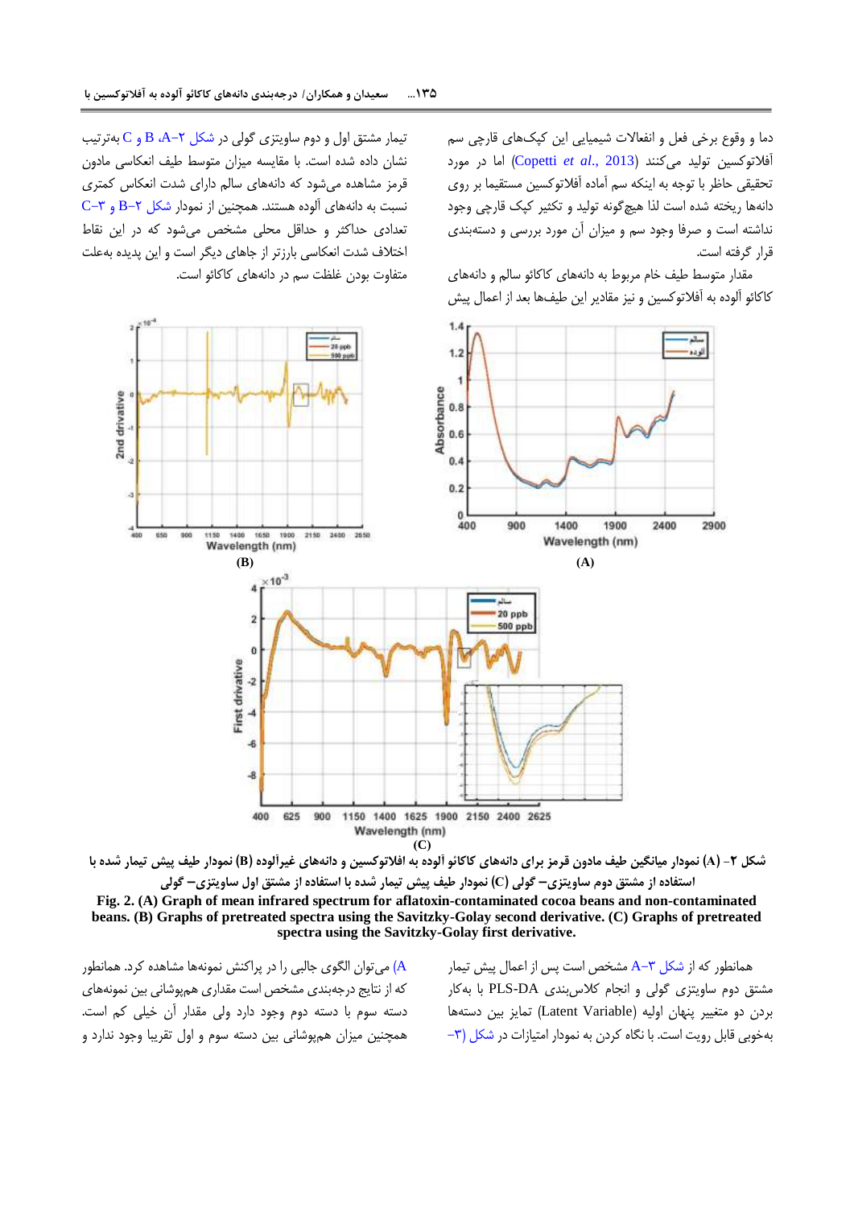دما و وقوع برخی فعل و انفعالات شیمیایی این کپک‌های قارچی سم آفلاتوکسین تولید می‌کنند (Copetti *et al.*, 2013) اما در مورد تحقیقی حاظر با توجه به اینکه سم آماده آفلاتوکسین مستقیما بر روی دانه‌ها ریخته شده است لذا هیچ‌گونه تولید و تکثیر کپک قارچی وجود نداشته است و صرفا وجود سم و میزان آن مورد بررسی و دسته‌بندی قرار گرفته است.

مقدار متوسط طیف خام مربوط به دانه‌های کاکائو سالم و دانه‌های کاکائو آلوده به آفلاتوکسین و نیز مقادیر این طیف‌ها بعد از اعمال پیش تیمار مشتق اول و دوم ساویتزی گولی در شکل ۲-A، B و C به‌ترتیب نشان داده شده است. با مقایسه میزان متوسط طیف انعکاسی مادون قرمز مشاهده می‌شود که دانه‌های سالم دارای شدت انعکاس کمتری نسبت به دانه‌های آلوده هستند. همچنین از نمودار شکل ۲-B و ۳-C تعدادی حداکثر و حداقل محلی مشخص می‌شود که در این نقاط اختلاف شدت انعکاسی بارزتر از جاهای دیگر است و این پدیده به‌علت متفاوت بودن غلظت سم در دانه‌های کاکائو است.

شکل ۲- (A) نمودار میانگین طیف مادون قرمز برای دانه‌های کاکائو آلوده به افلاتوکسین و دانه‌های غیرآلوده (B) نمودار طیف پیش تیمار شده با استفاده از مشتق دوم ساویتزی- گولی (C) نمودار طیف پیش تیمار شده با استفاده از مشتق اول ساویتزی- گولی

**Fig. 2. (A) Graph of mean infrared spectrum for aflatoxin-contaminated cocoa beans and non-contaminated beans. (B) Graphs of pretreated spectra using the Savitzky-Golay second derivative. (C) Graphs of pretreated spectra using the Savitzky-Golay first derivative.**

همانطور که از شکل ۳-A مشخص است پس از اعمال پیش تیمار مشتق دوم ساویتزی گولی و انجام کلاس‌بندی PLS-DA با به‌کار بردن دو متغییر پنهان اولیه (Latent Variable) تمایز بین دسته‌ها به‌خوبی قابل رویت است. با نگاه کردن به نمودار امتیازات در شکل (۳-A) می‌توان الگوی جالبی را در پراکنش نمونه‌ها مشاهده کرد. همانطور که از نتایج درجه‌بندی مشخص است مقداری هم‌پوشانی بین نمونه‌های دسته سوم با دسته دوم وجود دارد ولی مقدار آن خیلی کم است. همچنین میزان هم‌پوشانی بین دسته سوم و اول تقریبا وجود ندارد و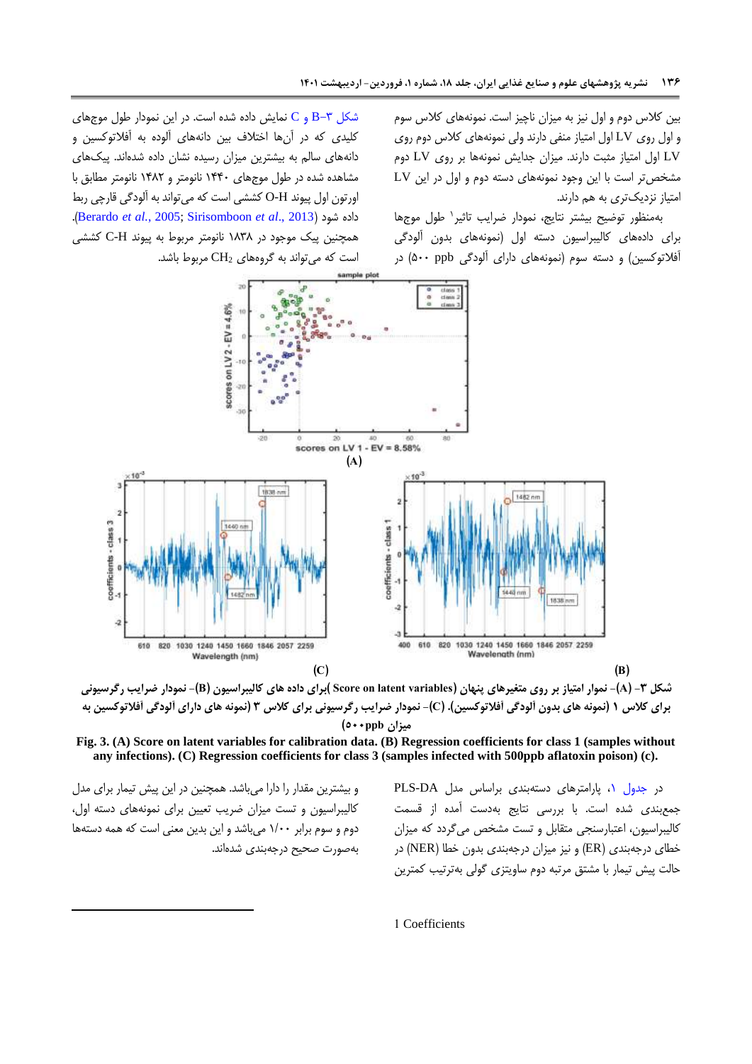بین کلاس دوم و اول نیز به میزان ناچیز است. نمونه‌های کلاس سوم و اول روی LV اول امتیاز منفی دارند ولی نمونه‌های کلاس دوم روی LV اول امتیاز مثبت دارند. میزان جدایش نمونه‌ها بر روی LV دوم مشخص‌تر است با این وجود نمونه‌های دسته دوم و اول در این LV امتیاز نزدیک‌تری به هم دارند.

به‌منظور توضیح بیشتر نتایج، نمودار ضرایب تاثیر[1] طول موج‌ها برای داده‌های کالیبراسیون دسته اول (نمونه‌های بدون آلودگی آفلاتوکسین) و دسته سوم (نمونه‌های دارای آلودگی ppb ۵۰۰) در شکل ۳–B و C نمایش داده شده است. در این نمودار طول موج‌های کلیدی که در آن‌ها اختلاف بین دانه‌های آلوده به آفلاتوکسین و دانه‌های سالم به بیشترین میزان رسیده نشان داده شده‌اند. پیک‌های مشاهده شده در طول موج‌های ۱۴۴۰ نانومتر و ۱۴۸۲ نانومتر مطابق با اورتون اول پیوند O-H کششی است که می‌تواند به آلودگی قارچی ربط داده شود (Berardo *et al.*, 2005; Sirisomboon *et al.*, 2013). همچنین پیک موجود در ۱۸۳۸ نانومتر مربوط به پیوند C-H کششی است که می‌تواند به گروه‌های $CH_2$ مربوط باشد.

شکل ۳- (A)- نمودار امتیاز بر روی متغیرهای پنهان (Score on latent variables) برای داده های کالیبراسیون (B)- نمودار ضرایب رگرسیونی برای کلاس ۱ (نمونه های بدون آلودگی آفلاتوکسین). (C)- نمودار ضرایب رگرسیونی برای کلاس ۳ (نمونه های دارای آلودگی آفلاتوکسین به میزان ۵۰۰ppb)

**Fig. 3. (A) Score on latent variables for calibration data. (B) Regression coefficients for class 1 (samples without any infections). (C) Regression coefficients for class 3 (samples infected with 500ppb aflatoxin poison) (c).**

در جدول ۱، پارامترهای دسته‌بندی براساس مدل PLS-DA جمع‌بندی شده است. با بررسی نتایج بدست آمده از قسمت کالیبراسیون، اعتبارسنجی متقابل و تست مشخص می‌گردد که میزان خطای درجه‌بندی (ER) و نیز میزان درجه‌بندی بدون خطا (NER) در حالت پیش تیمار با مشتق مرتبه دوم ساویتزی گولی به‌ترتیب کمترین و بیشترین مقدار را دارا می‌باشد. همچنین در این پیش تیمار برای مدل کالیبراسیون و تست میزان ضریب تعیین برای نمونه‌های دسته اول، دوم و سوم برابر ۱/۰۰ می‌باشد و این بدین معنی است که همه دسته‌ها به‌صورت صحیح درجه‌بندی شده‌اند.

---

[1] Coefficients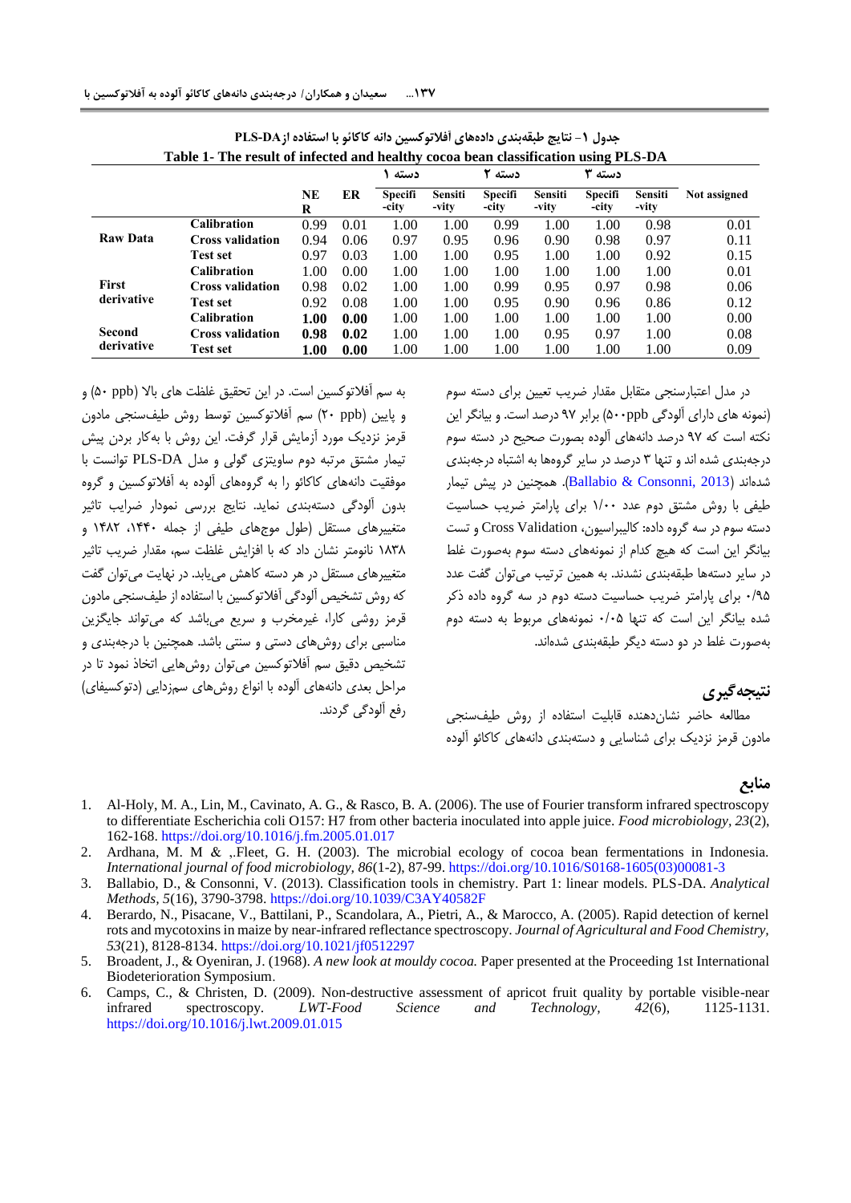جدول ۱- نتایج طبقه‌بندی داده‌های آفلاتوکسین دانه کاکائو با استفاده از PLS-DA

Table 1- The result of infected and healthy cocoa bean classification using PLS-DA

| | | NER | ER | دسته ۱ | | دسته ۲ | | دسته ۳ | | Not assigned |
|---|---|---|---|---|---|---|---|---|---|---|
| | | | | Specificity | Sensitivity | Specificity | Sensitivity | Specificity | Sensitivity | |
| **Raw Data** | **Calibration** | 0.99 | 0.01 | 1.00 | 1.00 | 0.99 | 1.00 | 1.00 | 0.98 | 0.01 |
| | **Cross validation** | 0.94 | 0.06 | 0.97 | 0.95 | 0.96 | 0.90 | 0.98 | 0.97 | 0.11 |
| | **Test set** | 0.97 | 0.03 | 1.00 | 1.00 | 0.95 | 1.00 | 1.00 | 0.92 | 0.15 |
| **First derivative** | **Calibration** | 1.00 | 0.00 | 1.00 | 1.00 | 1.00 | 1.00 | 1.00 | 1.00 | 0.01 |
| | **Cross validation** | 0.98 | 0.02 | 1.00 | 1.00 | 0.99 | 0.95 | 0.97 | 0.98 | 0.06 |
| | **Test set** | 0.92 | 0.08 | 1.00 | 1.00 | 0.95 | 0.90 | 0.96 | 0.86 | 0.12 |
| **Second derivative** | **Calibration** | **1.00** | **0.00** | 1.00 | 1.00 | 1.00 | 1.00 | 1.00 | 1.00 | 0.00 |
| | **Cross validation** | **0.98** | **0.02** | 1.00 | 1.00 | 1.00 | 0.95 | 0.97 | 1.00 | 0.08 |
| | **Test set** | **1.00** | **0.00** | 1.00 | 1.00 | 1.00 | 1.00 | 1.00 | 1.00 | 0.09 |

در مدل اعتبارسنجی متقابل مقدار ضریب تعیین برای دسته سوم (نمونه های دارای آلودگی ۵۰۰ppb) برابر ۹۷ درصد است. و بیانگر این نکته است که ۹۷ درصد دانه‌های آلوده بصورت صحیح در دسته سوم درجه‌بندی شده اند و تنها ۳ درصد در سایر گروهها به اشتباه درجه‌بندی شده‌اند (Ballabio & Consonni, 2013). همچنین در پیش تیمار طیفی با روش مشتق دوم عدد ۱/۰۰ برای پارامتر ضریب حساسیت دسته سوم در سه گروه داده: کالیبراسیون، Cross Validation و تست بیانگر این است که هیچ کدام از نمونه‌های دسته سوم به‌صورت غلط در سایر دسته‌ها طبقه‌بندی نشدند. به همین ترتیب می‌توان گفت عدد ۰/۹۵ برای پارامتر ضریب حساسیت دسته دوم در سه گروه داده ذکر شده بیانگر این است که تنها ۰/۰۵ نمونه‌های مربوط به دسته دوم به‌صورت غلط در دو دسته دیگر طبقه‌بندی شده‌اند.

## نتیجه‌گیری

مطالعه حاضر نشان‌دهنده قابلیت استفاده از روش طیف‌سنجی مادون قرمز نزدیک برای شناسایی و دسته‌بندی دانه‌های کاکائو آلوده به سم آفلاتوکسین است. در این تحقیق غلظت های بالا (۵۰ ppb) و و پایین (۲۰ ppb) سم آفلاتوکسین توسط روش طیف‌سنجی مادون قرمز نزدیک مورد آزمایش قرار گرفت. این روش با به‌کار بردن پیش تیمار مشتق مرتبه دوم ساویتزی گولی و مدل PLS-DA توانست با موفقیت دانه‌های کاکائو را به گروه‌های آلوده به آفلاتوکسین و گروه بدون آلودگی دسته‌بندی نماید. نتایج بررسی نمودار ضرایب تاثیر متغیرهای مستقل (طول موج‌های طیفی از جمله ۱۴۴۰، ۱۴۸۲ و ۱۸۳۸ نانومتر نشان داد که با افزایش غلظت سم، مقدار ضریب تاثیر متغیرهای مستقل در هر دسته کاهش می‌یابد. در نهایت می‌توان گفت که روش تشخیص آلودگی آفلاتوکسین با استفاده از طیف‌سنجی مادون قرمز روشی کارا، غیرمخرب و سریع می‌باشد که می‌تواند جایگزین مناسبی برای روش‌های دستی و سنتی باشد. همچنین با درجه‌بندی و تشخیص دقیق سم آفلاتوکسین می‌توان روش‌هایی اتخاذ نمود تا در مراحل بعدی دانه‌های آلوده با انواع روش‌های سم‌زدایی (دتوکسیفای) رفع آلودگی گردند.

## منابع

1. Al-Holy, M. A., Lin, M., Cavinato, A. G., & Rasco, B. A. (2006). The use of Fourier transform infrared spectroscopy to differentiate Escherichia coli O157: H7 from other bacteria inoculated into apple juice. *Food microbiology, 23*(2), 162-168. https://doi.org/10.1016/j.fm.2005.01.017
2. Ardhana, M. M & ,.Fleet, G. H. (2003). The microbial ecology of cocoa bean fermentations in Indonesia. *International journal of food microbiology, 86*(1-2), 87-99. https://doi.org/10.1016/S0168-1605(03)00081-3
3. Ballabio, D., & Consonni, V. (2013). Classification tools in chemistry. Part 1: linear models. PLS-DA. *Analytical Methods, 5*(16), 3790-3798. https://doi.org/10.1039/C3AY40582F
4. Berardo, N., Pisacane, V., Battilani, P., Scandolara, A., Pietri, A., & Marocco, A. (2005). Rapid detection of kernel rots and mycotoxins in maize by near-infrared reflectance spectroscopy. *Journal of Agricultural and Food Chemistry, 53*(21), 8128-8134. https://doi.org/10.1021/jf0512297
5. Broadent, J., & Oyeniran, J. (1968). *A new look at mouldy cocoa.* Paper presented at the Proceeding 1st International Biodeterioration Symposium.
6. Camps, C., & Christen, D. (2009). Non-destructive assessment of apricot fruit quality by portable visible-near infrared spectroscopy. *LWT-Food Science and Technology, 42*(6), 1125-1131. https://doi.org/10.1016/j.lwt.2009.01.015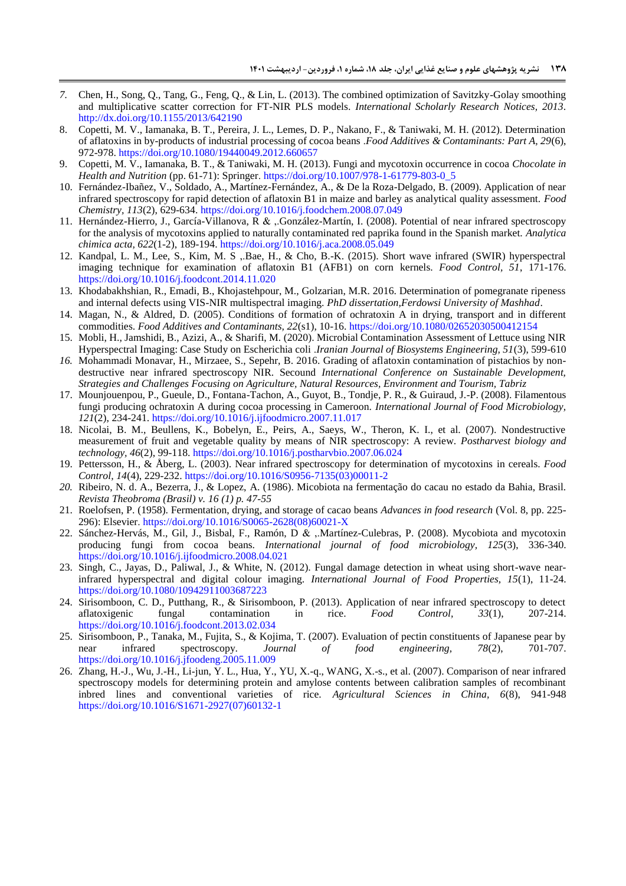7. Chen, H., Song, Q., Tang, G., Feng, Q., & Lin, L. (2013). The combined optimization of Savitzky-Golay smoothing and multiplicative scatter correction for FT-NIR PLS models. *International Scholarly Research Notices, 2013*. http://dx.doi.org/10.1155/2013/642190
8. Copetti, M. V., Iamanaka, B. T., Pereira, J. L., Lemes, D. P., Nakano, F., & Taniwaki, M. H. (2012). Determination of aflatoxins in by-products of industrial processing of cocoa beans .*Food Additives & Contaminants: Part A, 29*(6), 972-978. https://doi.org/10.1080/19440049.2012.660657
9. Copetti, M. V., Iamanaka, B. T., & Taniwaki, M. H. (2013). Fungi and mycotoxin occurrence in cocoa *Chocolate in Health and Nutrition* (pp. 61-71): Springer. https://doi.org/10.1007/978-1-61779-803-0_5
10. Fernández-Ibañez, V., Soldado, A., Martínez-Fernández, A., & De la Roza-Delgado, B. (2009). Application of near infrared spectroscopy for rapid detection of aflatoxin B1 in maize and barley as analytical quality assessment. *Food Chemistry*, *113*(2), 629-634. https://doi.org/10.1016/j.foodchem.2008.07.049
11. Hernández-Hierro, J., García-Villanova, R & ,.González-Martín, I. (2008). Potential of near infrared spectroscopy for the analysis of mycotoxins applied to naturally contaminated red paprika found in the Spanish market. *Analytica chimica acta, 622*(1-2), 189-194. https://doi.org/10.1016/j.aca.2008.05.049
12. Kandpal, L. M., Lee, S., Kim, M. S ,.Bae, H., & Cho, B.-K. (2015). Short wave infrared (SWIR) hyperspectral imaging technique for examination of aflatoxin B1 (AFB1) on corn kernels. *Food Control, 51*, 171-176. https://doi.org/10.1016/j.foodcont.2014.11.020
13. Khodabakhshian, R., Emadi, B., Khojastehpour, M., Golzarian, M.R. 2016. Determination of pomegranate ripeness and internal defects using VIS-NIR multispectral imaging. *PhD dissertation,Ferdowsi University of Mashhad*.
14. Magan, N., & Aldred, D. (2005). Conditions of formation of ochratoxin A in drying, transport and in different commodities. *Food Additives and Contaminants, 22*(s1), 10-16. https://doi.org/10.1080/02652030500412154
15. Mobli, H., Jamshidi, B., Azizi, A., & Sharifi, M. (2020). Microbial Contamination Assessment of Lettuce using NIR Hyperspectral Imaging: Case Study on Escherichia coli .*Iranian Journal of Biosystems Engineering, 51*(3), 599-610
16. Mohammadi Monavar, H., Mirzaee, S., Sepehr, B. 2016. Grading of aflatoxin contamination of pistachios by non-destructive near infrared spectroscopy NIR. Secound *International Conference on Sustainable Development, Strategies and Challenges Focusing on Agriculture, Natural Resources, Environment and Tourism, Tabriz*
17. Mounjouenpou, P., Gueule, D., Fontana-Tachon, A., Guyot, B., Tondje, P. R., & Guiraud, J.-P. (2008). Filamentous fungi producing ochratoxin A during cocoa processing in Cameroon. *International Journal of Food Microbiology, 121*(2), 234-241. https://doi.org/10.1016/j.ijfoodmicro.2007.11.017
18. Nicolai, B. M., Beullens, K., Bobelyn, E., Peirs, A., Saeys, W., Theron, K. I., et al. (2007). Nondestructive measurement of fruit and vegetable quality by means of NIR spectroscopy: A review. *Postharvest biology and technology, 46*(2), 99-118. https://doi.org/10.1016/j.postharvbio.2007.06.024
19. Pettersson, H., & Åberg, L. (2003). Near infrared spectroscopy for determination of mycotoxins in cereals. *Food Control, 14*(4), 229-232. https://doi.org/10.1016/S0956-7135(03)00011-2
20. Ribeiro, N. d. A., Bezerra, J., & Lopez, A. (1986). Micobiota na fermentação do cacau no estado da Bahia, Brasil. *Revista Theobroma (Brasil) v. 16 (1) p. 47-55*
21. Roelofsen, P. (1958). Fermentation, drying, and storage of cacao beans *Advances in food research* (Vol. 8, pp. 225-296): Elsevier. https://doi.org/10.1016/S0065-2628(08)60021-X
22. Sánchez-Hervás, M., Gil, J., Bisbal, F., Ramón, D & ,.Martínez-Culebras, P. (2008). Mycobiota and mycotoxin producing fungi from cocoa beans. *International journal of food microbiology, 125*(3), 336-340. https://doi.org/10.1016/j.ijfoodmicro.2008.04.021
23. Singh, C., Jayas, D., Paliwal, J., & White, N. (2012). Fungal damage detection in wheat using short-wave near-infrared hyperspectral and digital colour imaging. *International Journal of Food Properties, 15*(1), 11-24. https://doi.org/10.1080/10942911003687223
24. Sirisomboon, C. D., Putthang, R., & Sirisomboon, P. (2013). Application of near infrared spectroscopy to detect aflatoxigenic fungal contamination in rice. *Food Control*, *33*(1), 207-214. https://doi.org/10.1016/j.foodcont.2013.02.034
25. Sirisomboon, P., Tanaka, M., Fujita, S., & Kojima, T. (2007). Evaluation of pectin constituents of Japanese pear by near infrared spectroscopy. *Journal of food engineering, 78*(2), 701-707. https://doi.org/10.1016/j.jfoodeng.2005.11.009
26. Zhang, H.-J., Wu, J.-H., Li-jun, Y. L., Hua, Y., YU, X.-q., WANG, X.-s., et al. (2007). Comparison of near infrared spectroscopy models for determining protein and amylose contents between calibration samples of recombinant inbred lines and conventional varieties of rice. *Agricultural Sciences in China, 6*(8), 941-948 https://doi.org/10.1016/S1671-2927(07)60132-1